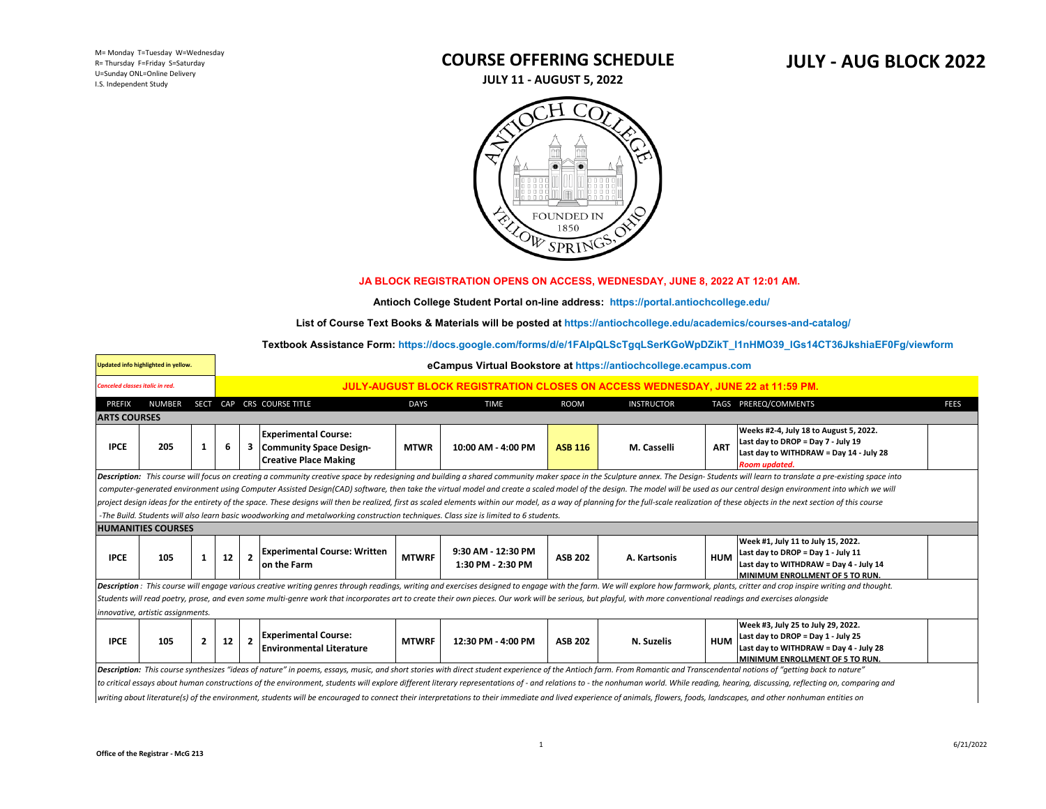M= Monday T=Tuesday W=Wednesday
R= Thursday F=Friday S=Saturday
U=Sunday ONL=Online Delivery
I.S. Independent Study

# COURSE OFFERING SCHEDULE

# JULY - AUG BLOCK 2022

**JULY 11 - AUGUST 5, 2022**

**JA BLOCK REGISTRATION OPENS ON ACCESS, WEDNESDAY, JUNE 8, 2022 AT 12:01 AM.**

**Antioch College Student Portal on-line address: https://portal.antiochcollege.edu/**

**List of Course Text Books & Materials will be posted at https://antiochcollege.edu/academics/courses-and-catalog/**

**Textbook Assistance Form: https://docs.google.com/forms/d/e/1FAIpQLScTgqLSerKGoWpDZikT_I1nHMO39_IGs14CT36JkshiaEF0Fg/viewform**

**Updated info highlighted in yellow.**

*Canceled classes italic in red.*

**eCampus Virtual Bookstore at https://antiochcollege.ecampus.com**

**JULY-AUGUST BLOCK REGISTRATION CLOSES ON ACCESS WEDNESDAY, JUNE 22 at 11:59 PM.**

| PREFIX | NUMBER | SECT | CAP | CRS | COURSE TITLE | DAYS | TIME | ROOM | INSTRUCTOR | TAGS | PREREQ/COMMENTS | FEES |
|---|---|---|---|---|---|---|---|---|---|---|---|---|
| **ARTS COURSES** | | | | | | | | | | | | |
| **IPCE** | **205** | **1** | **6** | **3** | **Experimental Course: Community Space Design-Creative Place Making** | **MTWR** | **10:00 AM - 4:00 PM** | **ASB 116** | **M. Casselli** | **ART** | **Weeks #2-4, July 18 to August 5, 2022. Last day to DROP = Day 7 - July 19 Last day to WITHDRAW = Day 14 - July 28** ***Room updated.*** | |
| ***Description:*** *This course will focus on creating a community creative space by redesigning and building a shared community maker space in the Sculpture annex. The Design- Students will learn to translate a pre-existing space into computer-generated environment using Computer Assisted Design(CAD) software, then take the virtual model and create a scaled model of the design. The model will be used as our central design environment into which we will project design ideas for the entirety of the space. These designs will then be realized, first as scaled elements within our model, as a way of planning for the full-scale realization of these objects in the next section of this course -The Build. Students will also learn basic woodworking and metalworking construction techniques. Class size is limited to 6 students.* | | | | | | | | | | | | |
| **HUMANITIES COURSES** | | | | | | | | | | | | |
| **IPCE** | **105** | **1** | **12** | **2** | **Experimental Course: Written on the Farm** | **MTWRF** | **9:30 AM - 12:30 PM 1:30 PM - 2:30 PM** | **ASB 202** | **A. Kartsonis** | **HUM** | **Week #1, July 11 to July 15, 2022. Last day to DROP = Day 1 - July 11 Last day to WITHDRAW = Day 4 - July 14 MINIMUM ENROLLMENT OF 5 TO RUN.** | |
| ***Description*** *: This course will engage various creative writing genres through readings, writing and exercises designed to engage with the farm. We will explore how farmwork, plants, critter and crop inspire writing and thought. Students will read poetry, prose, and even some multi-genre work that incorporates art to create their own pieces. Our work will be serious, but playful, with more conventional readings and exercises alongside innovative, artistic assignments.* | | | | | | | | | | | | |
| **IPCE** | **105** | **2** | **12** | **2** | **Experimental Course: Environmental Literature** | **MTWRF** | **12:30 PM - 4:00 PM** | **ASB 202** | **N. Suzelis** | **HUM** | **Week #3, July 25 to July 29, 2022. Last day to DROP = Day 1 - July 25 Last day to WITHDRAW = Day 4 - July 28 MINIMUM ENROLLMENT OF 5 TO RUN.** | |
| ***Description:*** *This course synthesizes "ideas of nature" in poems, essays, music, and short stories with direct student experience of the Antioch farm. From Romantic and Transcendental notions of "getting back to nature" to critical essays about human constructions of the environment, students will explore different literary representations of - and relations to - the nonhuman world. While reading, hearing, discussing, reflecting on, comparing and writing about literature(s) of the environment, students will be encouraged to connect their interpretations to their immediate and lived experience of animals, flowers, foods, landscapes, and other nonhuman entities on* | | | | | | | | | | | | |

**Office of the Registrar - McG 213**

6/21/2022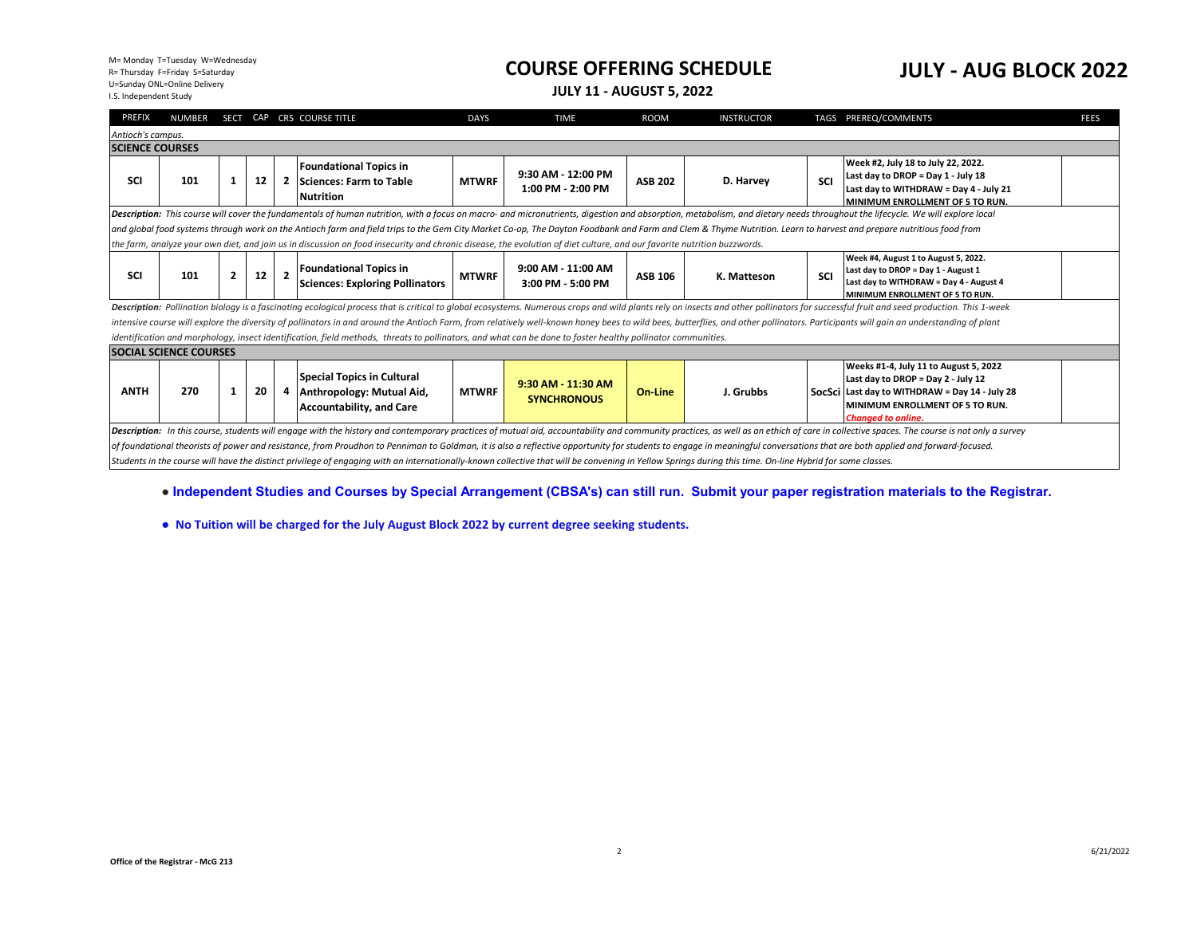M= Monday T=Tuesday W=Wednesday
R= Thursday F=Friday S=Saturday
U=Sunday ONL=Online Delivery
I.S. Independent Study

# COURSE OFFERING SCHEDULE

## JULY - AUG BLOCK 2022

**JULY 11 - AUGUST 5, 2022**

| PREFIX | NUMBER | SECT | CAP | CRS | COURSE TITLE | DAYS | TIME | ROOM | INSTRUCTOR | TAGS | PREREQ/COMMENTS | FEES |
|---|---|---|---|---|---|---|---|---|---|---|---|---|
| *Antioch's campus.* | | | | | | | | | | | | |
| **SCIENCE COURSES** | | | | | | | | | | | | |
| **SCI** | **101** | **1** | **12** | **2** | **Foundational Topics in Sciences: Farm to Table Nutrition** | **MTWRF** | **9:30 AM - 12:00 PM 1:00 PM - 2:00 PM** | **ASB 202** | **D. Harvey** | **SCI** | **Week #2, July 18 to July 22, 2022. Last day to DROP = Day 1 - July 18 Last day to WITHDRAW = Day 4 - July 21 MINIMUM ENROLLMENT OF 5 TO RUN.** | |
| ***Description:*** *This course will cover the fundamentals of human nutrition, with a focus on macro- and micronutrients, digestion and absorption, metabolism, and dietary needs throughout the lifecycle. We will explore local and global food systems through work on the Antioch farm and field trips to the Gem City Market Co-op, The Dayton Foodbank and Farm and Clem & Thyme Nutrition. Learn to harvest and prepare nutritious food from the farm, analyze your own diet, and join us in discussion on food insecurity and chronic disease, the evolution of diet culture, and our favorite nutrition buzzwords.* | | | | | | | | | | | | |
| **SCI** | **101** | **2** | **12** | **2** | **Foundational Topics in Sciences: Exploring Pollinators** | **MTWRF** | **9:00 AM - 11:00 AM 3:00 PM - 5:00 PM** | **ASB 106** | **K. Matteson** | **SCI** | **Week #4, August 1 to August 5, 2022. Last day to DROP = Day 1 - August 1 Last day to WITHDRAW = Day 4 - August 4 MINIMUM ENROLLMENT OF 5 TO RUN.** | |
| ***Description:*** *Pollination biology is a fascinating ecological process that is critical to global ecosystems. Numerous crops and wild plants rely on insects and other pollinators for successful fruit and seed production. This 1-week intensive course will explore the diversity of pollinators in and around the Antioch Farm, from relatively well-known honey bees to wild bees, butterflies, and other pollinators. Participants will gain an understanding of plant identification and morphology, insect identification, field methods, threats to pollinators, and what can be done to foster healthy pollinator communities.* | | | | | | | | | | | | |
| **SOCIAL SCIENCE COURSES** | | | | | | | | | | | | |
| **ANTH** | **270** | **1** | **20** | **4** | **Special Topics in Cultural Anthropology: Mutual Aid, Accountability, and Care** | **MTWRF** | **9:30 AM - 11:30 AM SYNCHRONOUS** | **On-Line** | **J. Grubbs** | **SocSci** | **Weeks #1-4, July 11 to August 5, 2022 Last day to DROP = Day 2 - July 12 Last day to WITHDRAW = Day 14 - July 28 MINIMUM ENROLLMENT OF 5 TO RUN.** ***Changed to online.*** | |
| ***Description:*** *In this course, students will engage with the history and contemporary practices of mutual aid, accountability and community practices, as well as an ethich of care in collective spaces. The course is not only a survey of foundational theorists of power and resistance, from Proudhon to Penniman to Goldman, it is also a reflective opportunity for students to engage in meaningful conversations that are both applied and forward-focused. Students in the course will have the distinct privilege of engaging with an internationally-known collective that will be convening in Yellow Springs during this time. On-line Hybrid for some classes.* | | | | | | | | | | | | |

- **Independent Studies and Courses by Special Arrangement (CBSA's) can still run. Submit your paper registration materials to the Registrar.**
- **No Tuition will be charged for the July August Block 2022 by current degree seeking students.**

Office of the Registrar - McG 213

6/21/2022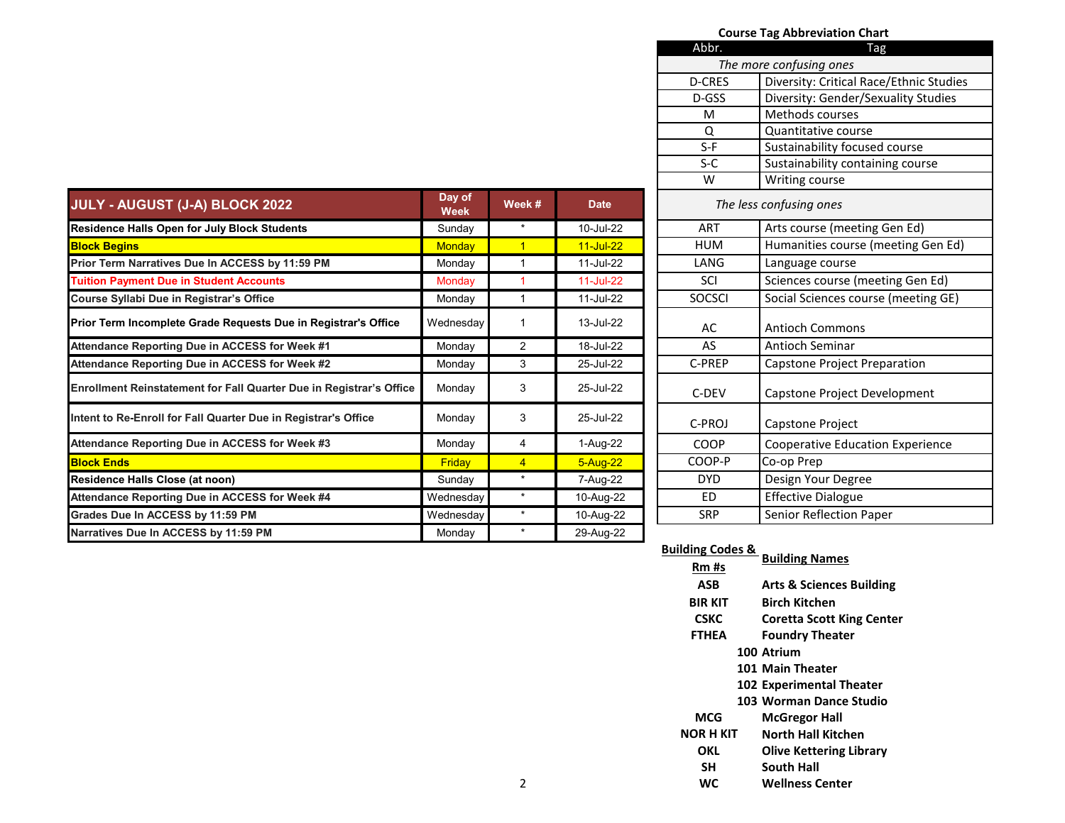| JULY - AUGUST (J-A) BLOCK 2022 | Day of Week | Week # | Date |
|---|---|---|---|
| **Residence Halls Open for July Block Students** | Sunday | * | 10-Jul-22 |
| **Block Begins** | Monday | 1 | 11-Jul-22 |
| **Prior Term Narratives Due In ACCESS by 11:59 PM** | Monday | 1 | 11-Jul-22 |
| **Tuition Payment Due in Student Accounts** | Monday | 1 | 11-Jul-22 |
| **Course Syllabi Due in Registrar's Office** | Monday | 1 | 11-Jul-22 |
| **Prior Term Incomplete Grade Requests Due in Registrar's Office** | Wednesday | 1 | 13-Jul-22 |
| **Attendance Reporting Due in ACCESS for Week #1** | Monday | 2 | 18-Jul-22 |
| **Attendance Reporting Due in ACCESS for Week #2** | Monday | 3 | 25-Jul-22 |
| **Enrollment Reinstatement for Fall Quarter Due in Registrar's Office** | Monday | 3 | 25-Jul-22 |
| **Intent to Re-Enroll for Fall Quarter Due in Registrar's Office** | Monday | 3 | 25-Jul-22 |
| **Attendance Reporting Due in ACCESS for Week #3** | Monday | 4 | 1-Aug-22 |
| **Block Ends** | Friday | 4 | 5-Aug-22 |
| **Residence Halls Close (at noon)** | Sunday | * | 7-Aug-22 |
| **Attendance Reporting Due in ACCESS for Week #4** | Wednesday | * | 10-Aug-22 |
| **Grades Due In ACCESS by 11:59 PM** | Wednesday | * | 10-Aug-22 |
| **Narratives Due In ACCESS by 11:59 PM** | Monday | * | 29-Aug-22 |

**Course Tag Abbreviation Chart**

| Abbr. | Tag |
|---|---|
| *The more confusing ones* | |
| D-CRES | Diversity: Critical Race/Ethnic Studies |
| D-GSS | Diversity: Gender/Sexuality Studies |
| M | Methods courses |
| Q | Quantitative course |
| S-F | Sustainability focused course |
| S-C | Sustainability containing course |
| W | Writing course |
| *The less confusing ones* | |
| ART | Arts course (meeting Gen Ed) |
| HUM | Humanities course (meeting Gen Ed) |
| LANG | Language course |
| SCI | Sciences course (meeting Gen Ed) |
| SOCSCI | Social Sciences course (meeting GE) |
| AC | Antioch Commons |
| AS | Antioch Seminar |
| C-PREP | Capstone Project Preparation |
| C-DEV | Capstone Project Development |
| C-PROJ | Capstone Project |
| COOP | Cooperative Education Experience |
| COOP-P | Co-op Prep |
| DYD | Design Your Degree |
| ED | Effective Dialogue |
| SRP | Senior Reflection Paper |

| Building Codes & Rm #s | Building Names |
|---|---|
| **ASB** | **Arts & Sciences Building** |
| **BIR KIT** | **Birch Kitchen** |
| **CSKC** | **Coretta Scott King Center** |
| **FTHEA** | **Foundry Theater** |
| **100** | **Atrium** |
| **101** | **Main Theater** |
| **102** | **Experimental Theater** |
| **103** | **Worman Dance Studio** |
| **MCG** | **McGregor Hall** |
| **NOR H KIT** | **North Hall Kitchen** |
| **OKL** | **Olive Kettering Library** |
| **SH** | **South Hall** |
| **WC** | **Wellness Center** |